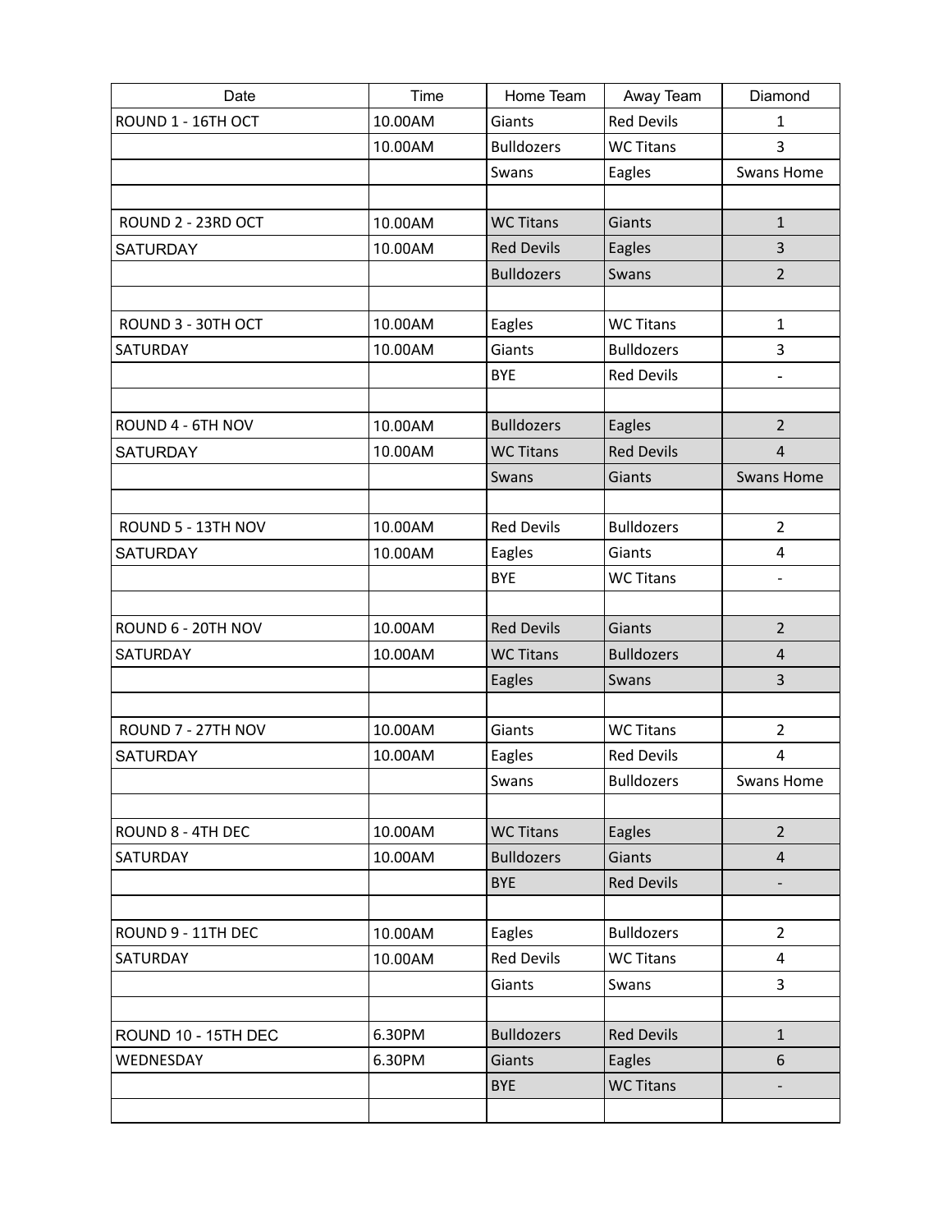| Date | Time | Home Team | Away Team | Diamond |
|---|---|---|---|---|
| ROUND 1 - 16TH OCT | 10.00AM | Giants | Red Devils | 1 |
| | 10.00AM | Bulldozers | WC Titans | 3 |
| | | Swans | Eagles | Swans Home |
| | | | | |
| ROUND 2 - 23RD OCT | 10.00AM | WC Titans | Giants | 1 |
| SATURDAY | 10.00AM | Red Devils | Eagles | 3 |
| | | Bulldozers | Swans | 2 |
| | | | | |
| ROUND 3 - 30TH OCT | 10.00AM | Eagles | WC Titans | 1 |
| SATURDAY | 10.00AM | Giants | Bulldozers | 3 |
| | | BYE | Red Devils | - |
| | | | | |
| ROUND 4 - 6TH NOV | 10.00AM | Bulldozers | Eagles | 2 |
| SATURDAY | 10.00AM | WC Titans | Red Devils | 4 |
| | | Swans | Giants | Swans Home |
| | | | | |
| ROUND 5 - 13TH NOV | 10.00AM | Red Devils | Bulldozers | 2 |
| SATURDAY | 10.00AM | Eagles | Giants | 4 |
| | | BYE | WC Titans | - |
| | | | | |
| ROUND 6 - 20TH NOV | 10.00AM | Red Devils | Giants | 2 |
| SATURDAY | 10.00AM | WC Titans | Bulldozers | 4 |
| | | Eagles | Swans | 3 |
| | | | | |
| ROUND 7 - 27TH NOV | 10.00AM | Giants | WC Titans | 2 |
| SATURDAY | 10.00AM | Eagles | Red Devils | 4 |
| | | Swans | Bulldozers | Swans Home |
| | | | | |
| ROUND 8 - 4TH DEC | 10.00AM | WC Titans | Eagles | 2 |
| SATURDAY | 10.00AM | Bulldozers | Giants | 4 |
| | | BYE | Red Devils | - |
| | | | | |
| ROUND 9 - 11TH DEC | 10.00AM | Eagles | Bulldozers | 2 |
| SATURDAY | 10.00AM | Red Devils | WC Titans | 4 |
| | | Giants | Swans | 3 |
| | | | | |
| ROUND 10 - 15TH DEC | 6.30PM | Bulldozers | Red Devils | 1 |
| WEDNESDAY | 6.30PM | Giants | Eagles | 6 |
| | | BYE | WC Titans | - |
| | | | | |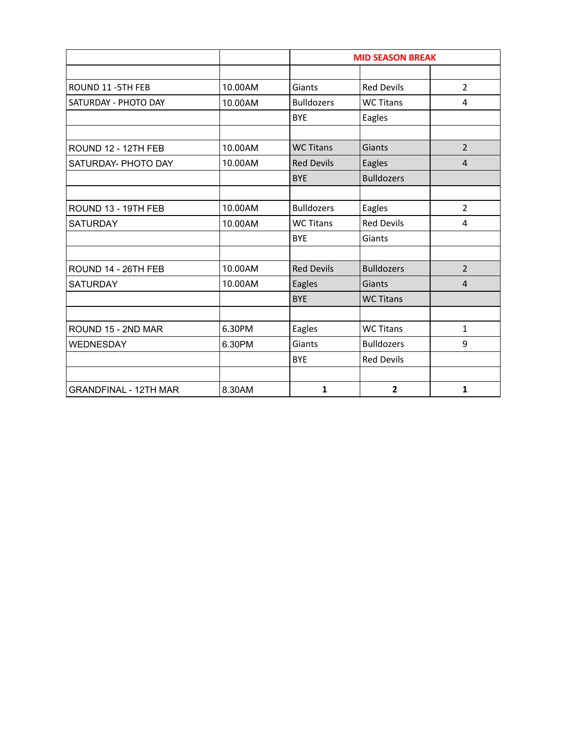| | | | | |
|---|---|---|---|---|
| | | **MID SEASON BREAK** | | |
| | | | | |
| ROUND 11 -5TH FEB | 10.00AM | Giants | Red Devils | 2 |
| SATURDAY - PHOTO DAY | 10.00AM | Bulldozers | WC Titans | 4 |
| | | BYE | Eagles | |
| | | | | |
| ROUND 12 - 12TH FEB | 10.00AM | WC Titans | Giants | 2 |
| SATURDAY- PHOTO DAY | 10.00AM | Red Devils | Eagles | 4 |
| | | BYE | Bulldozers | |
| | | | | |
| ROUND 13 - 19TH FEB | 10.00AM | Bulldozers | Eagles | 2 |
| SATURDAY | 10.00AM | WC Titans | Red Devils | 4 |
| | | BYE | Giants | |
| | | | | |
| ROUND 14 - 26TH FEB | 10.00AM | Red Devils | Bulldozers | 2 |
| SATURDAY | 10.00AM | Eagles | Giants | 4 |
| | | BYE | WC Titans | |
| | | | | |
| ROUND 15 - 2ND MAR | 6.30PM | Eagles | WC Titans | 1 |
| WEDNESDAY | 6.30PM | Giants | Bulldozers | 9 |
| | | BYE | Red Devils | |
| | | | | |
| GRANDFINAL - 12TH MAR | 8.30AM | **1** | **2** | **1** |